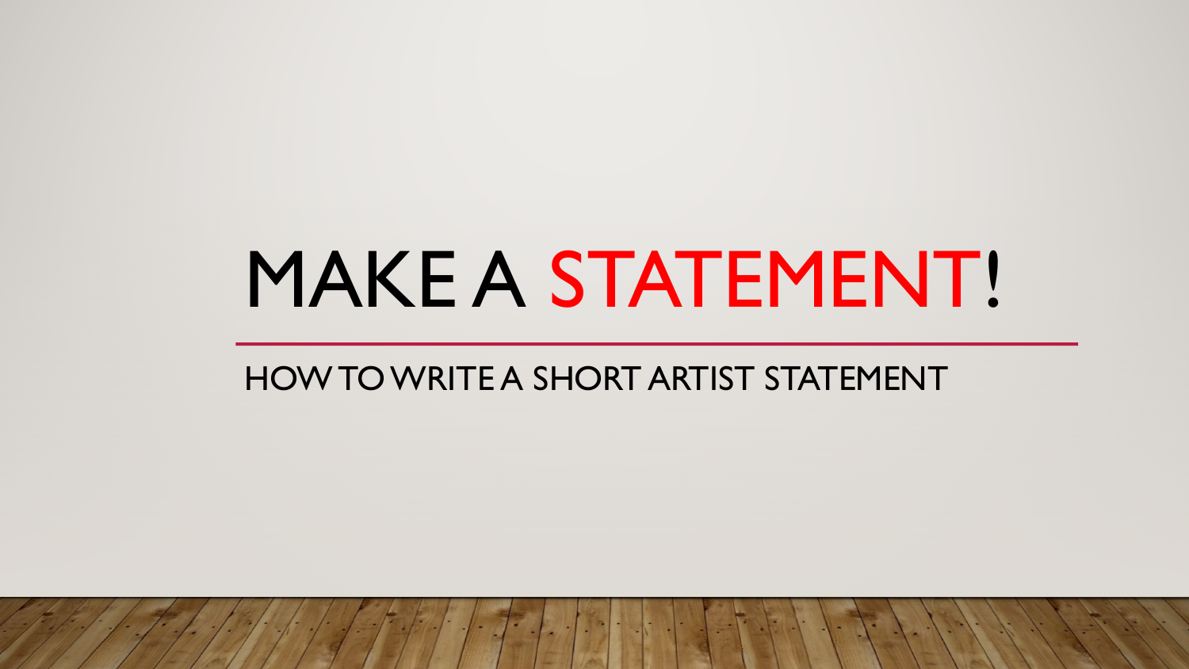# MAKE A STATEMENT!

## HOW TO WRITE A SHORT ARTIST STATEMENT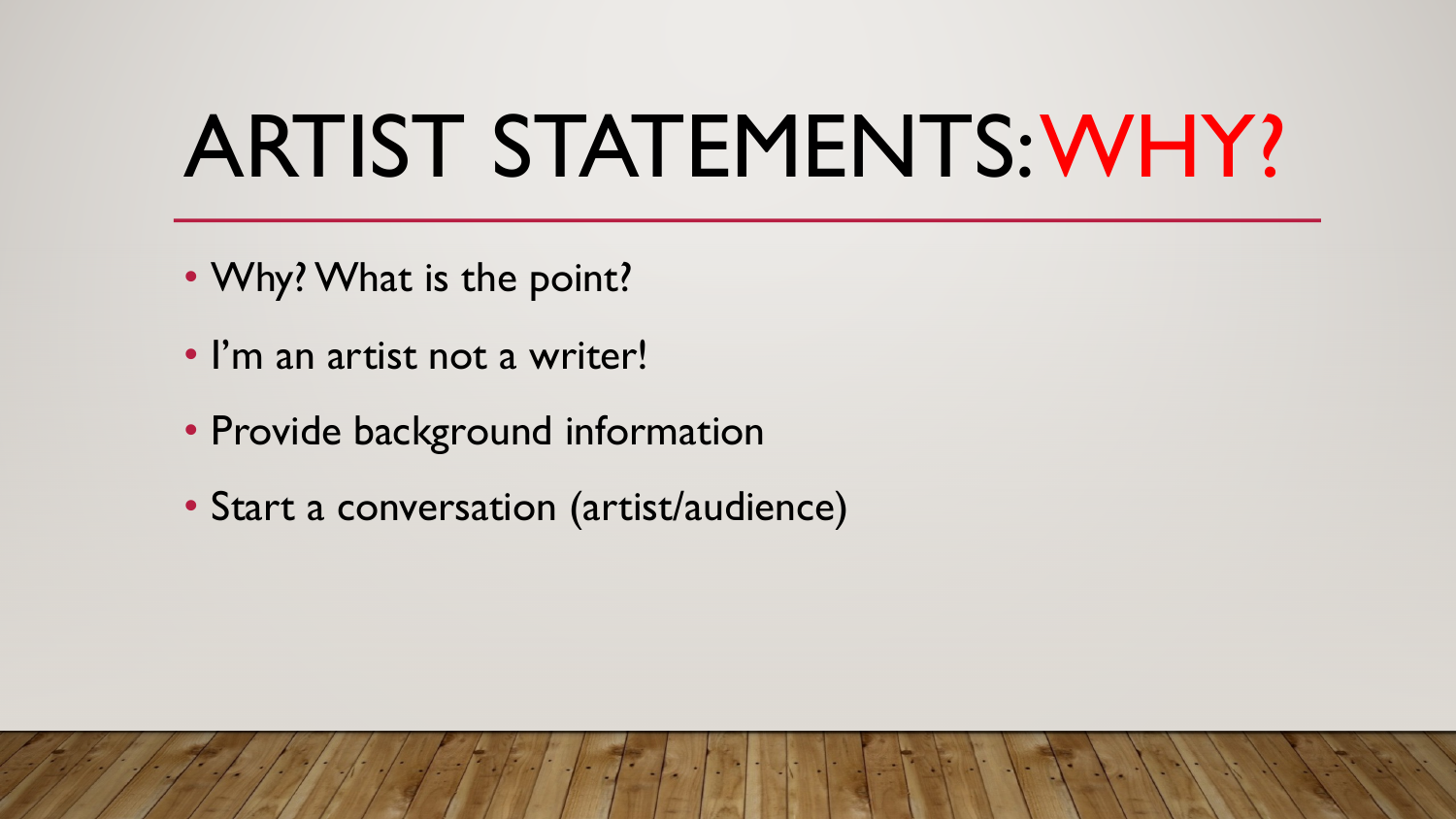# ARTIST STATEMENTS: WHY?

- Why? What is the point?
- I'm an artist not a writer!
- Provide background information
- Start a conversation (artist/audience)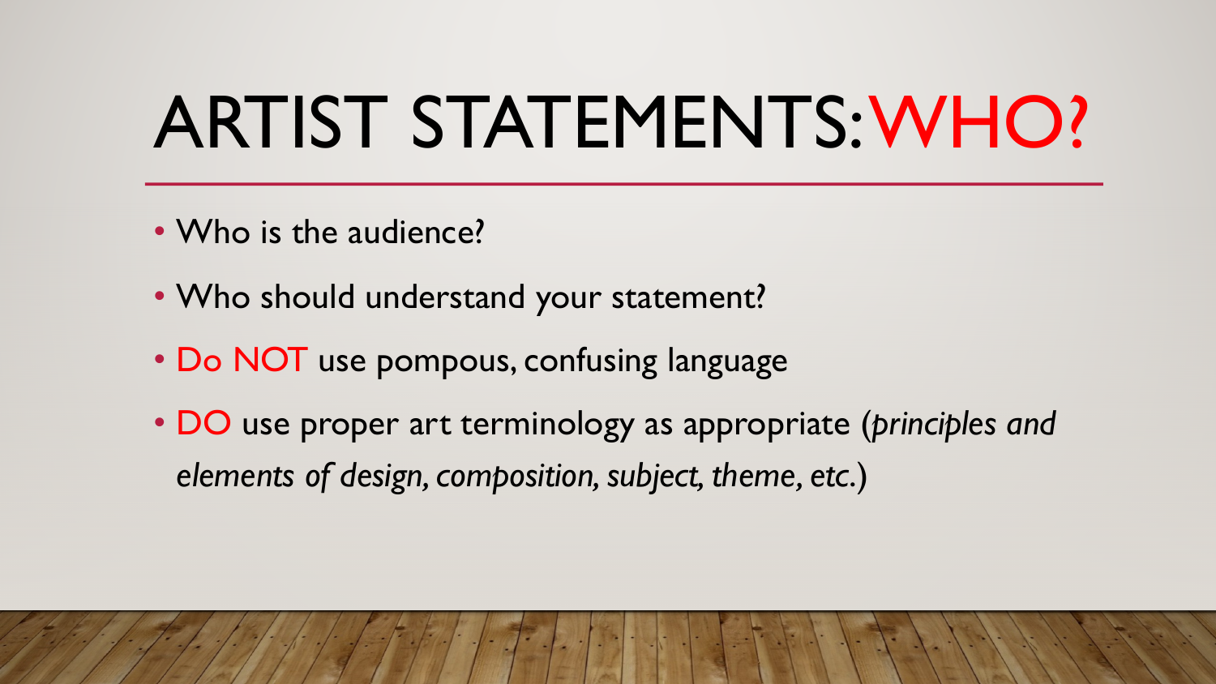# ARTIST STATEMENTS: WHO?

- Who is the audience?
- Who should understand your statement?
- Do NOT use pompous, confusing language
- DO use proper art terminology as appropriate (*principles and elements of design, composition, subject, theme, etc.*)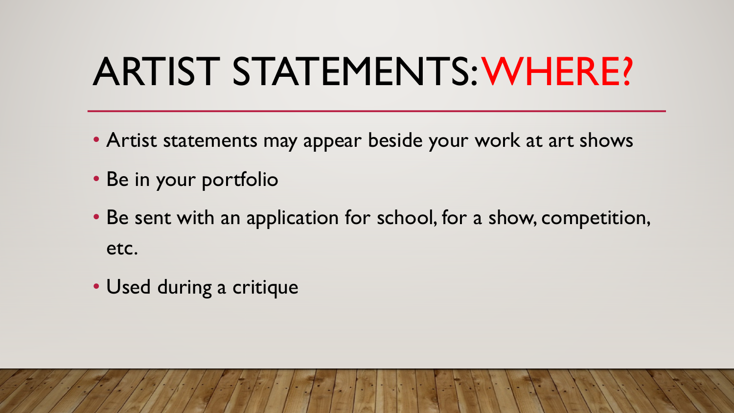# ARTIST STATEMENTS: WHERE?

- Artist statements may appear beside your work at art shows
- Be in your portfolio
- Be sent with an application for school, for a show, competition, etc.
- Used during a critique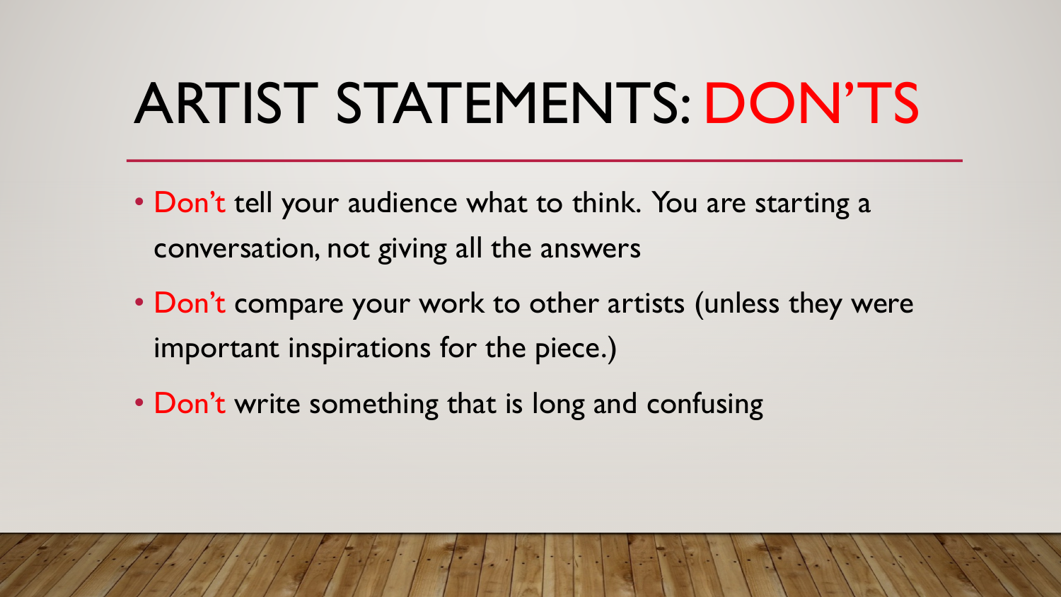# ARTIST STATEMENTS: DON'TS

- Don't tell your audience what to think. You are starting a conversation, not giving all the answers
- Don't compare your work to other artists (unless they were important inspirations for the piece.)
- Don't write something that is long and confusing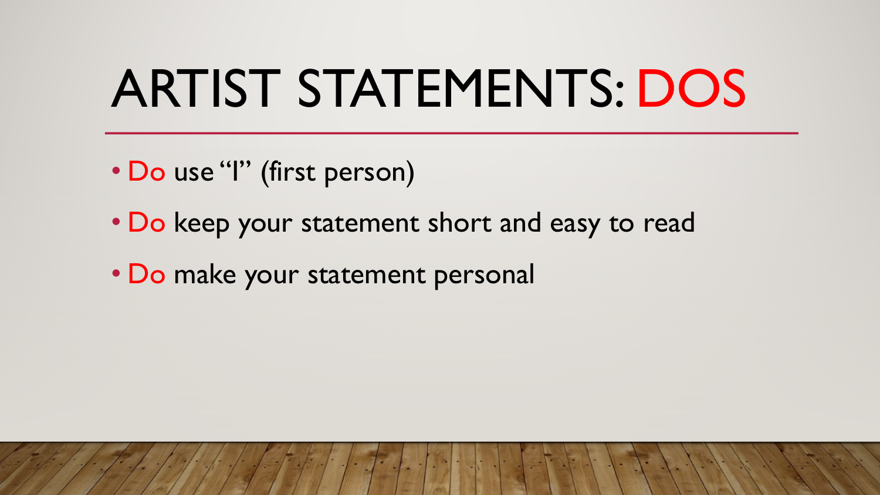# ARTIST STATEMENTS: DOS

- Do use "I" (first person)
- Do keep your statement short and easy to read
- Do make your statement personal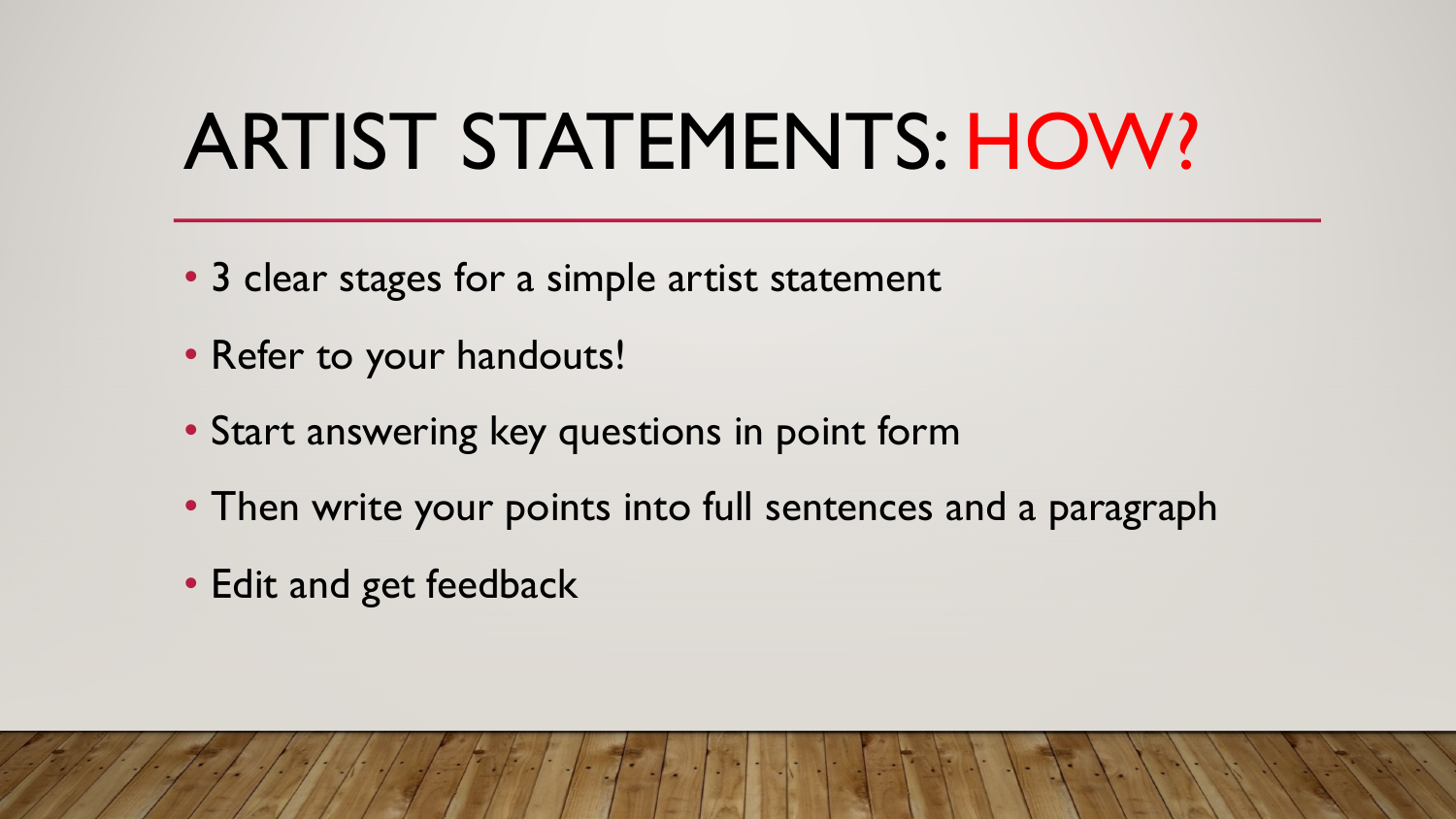# ARTIST STATEMENTS: HOW?

- 3 clear stages for a simple artist statement
- Refer to your handouts!
- Start answering key questions in point form
- Then write your points into full sentences and a paragraph
- Edit and get feedback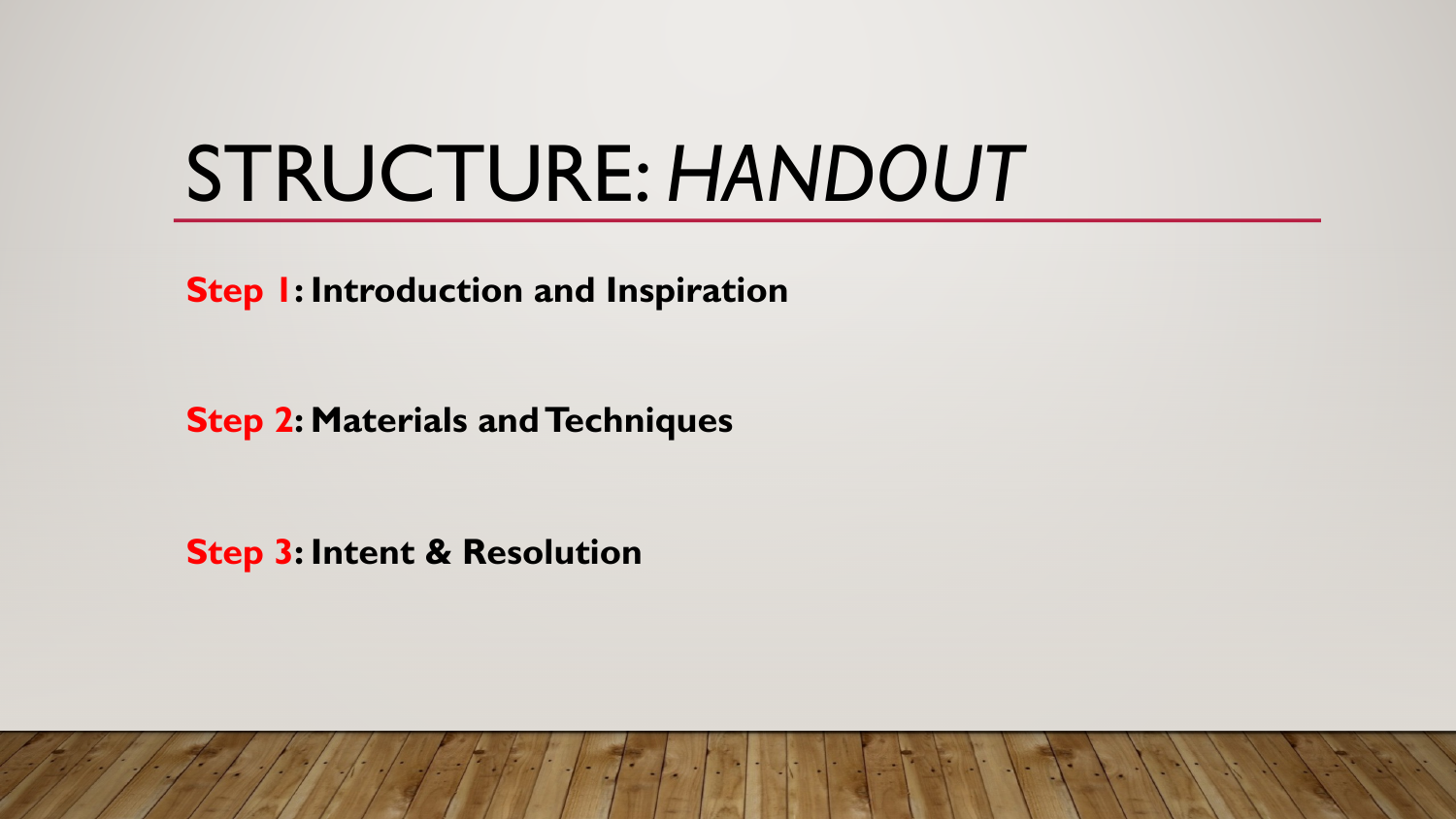# STRUCTURE: *HANDOUT*

**Step 1: Introduction and Inspiration**

**Step 2: Materials and Techniques**

**Step 3: Intent & Resolution**